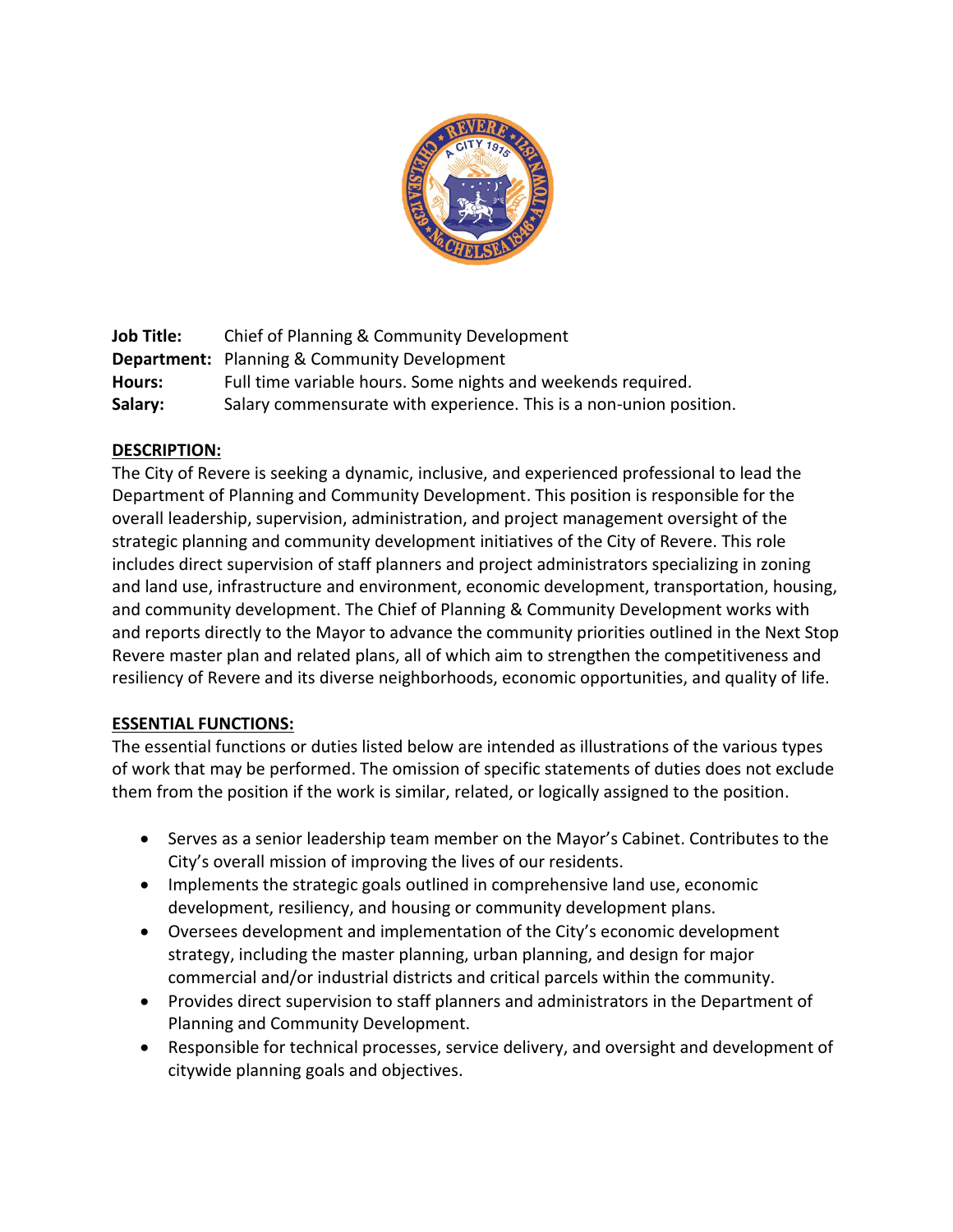**Job Title:** Chief of Planning & Community Development
**Department:** Planning & Community Development
**Hours:** Full time variable hours. Some nights and weekends required.
**Salary:** Salary commensurate with experience. This is a non-union position.

## DESCRIPTION:

The City of Revere is seeking a dynamic, inclusive, and experienced professional to lead the Department of Planning and Community Development. This position is responsible for the overall leadership, supervision, administration, and project management oversight of the strategic planning and community development initiatives of the City of Revere. This role includes direct supervision of staff planners and project administrators specializing in zoning and land use, infrastructure and environment, economic development, transportation, housing, and community development. The Chief of Planning & Community Development works with and reports directly to the Mayor to advance the community priorities outlined in the Next Stop Revere master plan and related plans, all of which aim to strengthen the competitiveness and resiliency of Revere and its diverse neighborhoods, economic opportunities, and quality of life.

## ESSENTIAL FUNCTIONS:

The essential functions or duties listed below are intended as illustrations of the various types of work that may be performed. The omission of specific statements of duties does not exclude them from the position if the work is similar, related, or logically assigned to the position.

- Serves as a senior leadership team member on the Mayor's Cabinet. Contributes to the City's overall mission of improving the lives of our residents.
- Implements the strategic goals outlined in comprehensive land use, economic development, resiliency, and housing or community development plans.
- Oversees development and implementation of the City's economic development strategy, including the master planning, urban planning, and design for major commercial and/or industrial districts and critical parcels within the community.
- Provides direct supervision to staff planners and administrators in the Department of Planning and Community Development.
- Responsible for technical processes, service delivery, and oversight and development of citywide planning goals and objectives.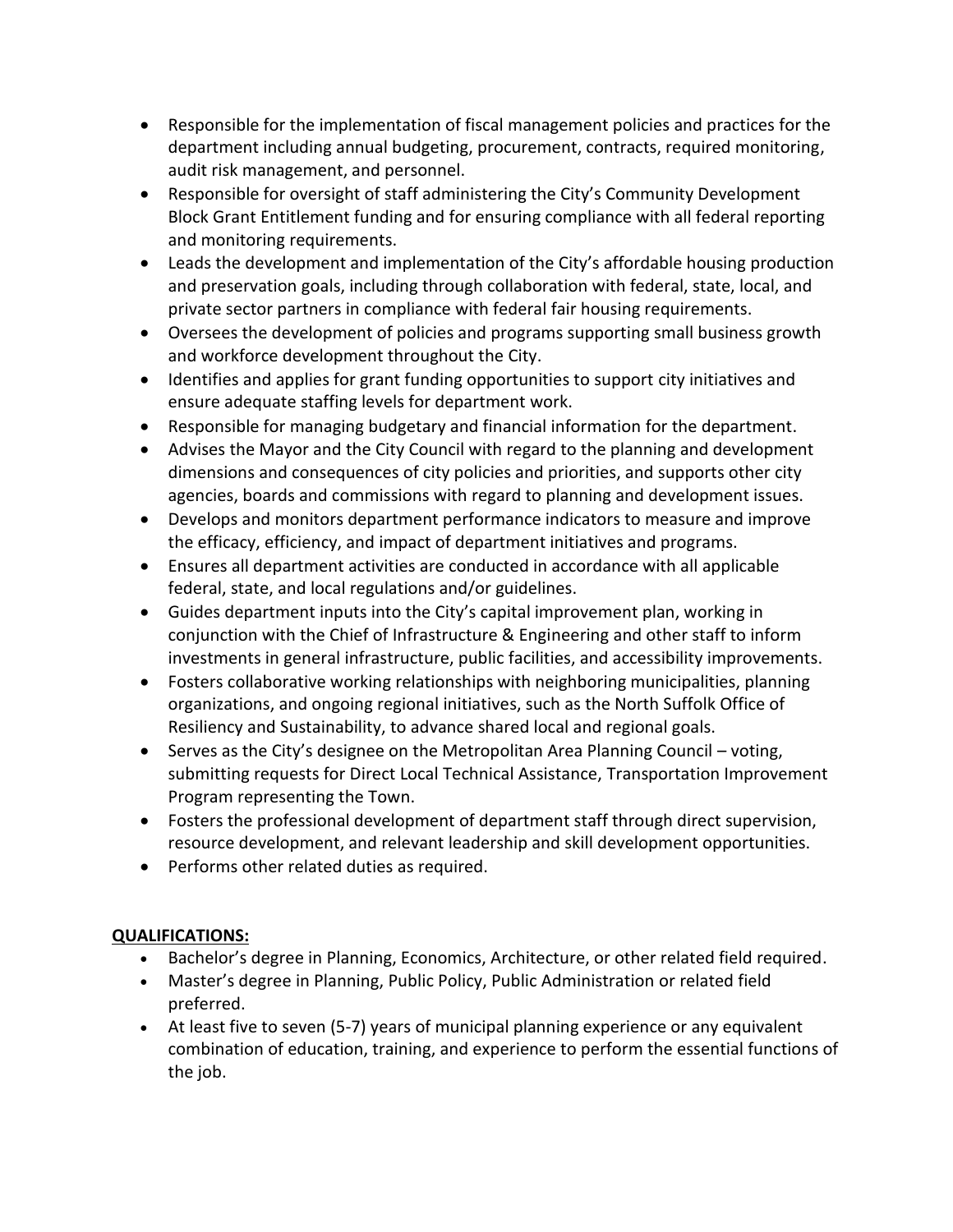- Responsible for the implementation of fiscal management policies and practices for the department including annual budgeting, procurement, contracts, required monitoring, audit risk management, and personnel.
- Responsible for oversight of staff administering the City's Community Development Block Grant Entitlement funding and for ensuring compliance with all federal reporting and monitoring requirements.
- Leads the development and implementation of the City's affordable housing production and preservation goals, including through collaboration with federal, state, local, and private sector partners in compliance with federal fair housing requirements.
- Oversees the development of policies and programs supporting small business growth and workforce development throughout the City.
- Identifies and applies for grant funding opportunities to support city initiatives and ensure adequate staffing levels for department work.
- Responsible for managing budgetary and financial information for the department.
- Advises the Mayor and the City Council with regard to the planning and development dimensions and consequences of city policies and priorities, and supports other city agencies, boards and commissions with regard to planning and development issues.
- Develops and monitors department performance indicators to measure and improve the efficacy, efficiency, and impact of department initiatives and programs.
- Ensures all department activities are conducted in accordance with all applicable federal, state, and local regulations and/or guidelines.
- Guides department inputs into the City's capital improvement plan, working in conjunction with the Chief of Infrastructure & Engineering and other staff to inform investments in general infrastructure, public facilities, and accessibility improvements.
- Fosters collaborative working relationships with neighboring municipalities, planning organizations, and ongoing regional initiatives, such as the North Suffolk Office of Resiliency and Sustainability, to advance shared local and regional goals.
- Serves as the City's designee on the Metropolitan Area Planning Council – voting, submitting requests for Direct Local Technical Assistance, Transportation Improvement Program representing the Town.
- Fosters the professional development of department staff through direct supervision, resource development, and relevant leadership and skill development opportunities.
- Performs other related duties as required.

**QUALIFICATIONS:**

- Bachelor's degree in Planning, Economics, Architecture, or other related field required.
- Master's degree in Planning, Public Policy, Public Administration or related field preferred.
- At least five to seven (5-7) years of municipal planning experience or any equivalent combination of education, training, and experience to perform the essential functions of the job.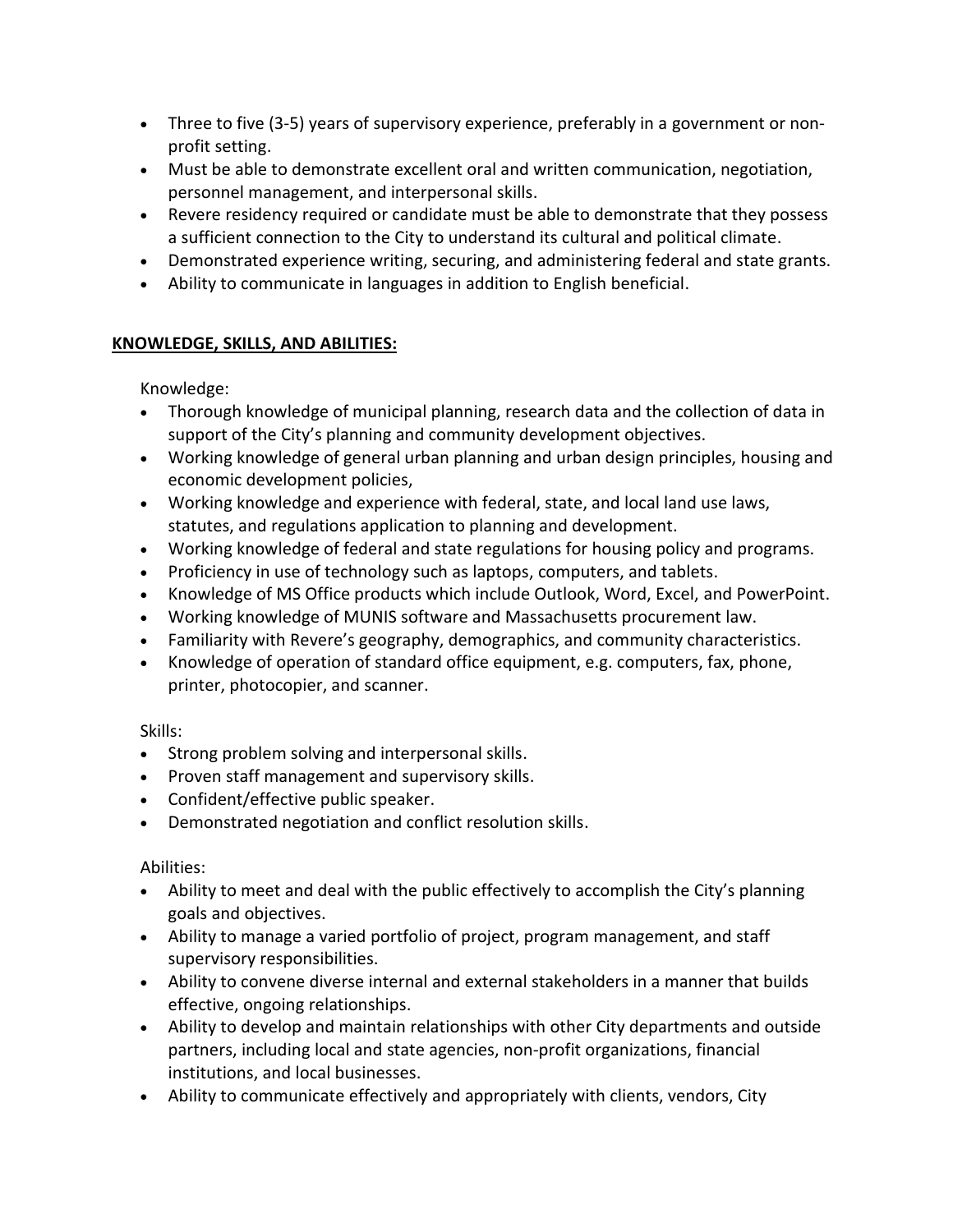- Three to five (3-5) years of supervisory experience, preferably in a government or non-profit setting.
- Must be able to demonstrate excellent oral and written communication, negotiation, personnel management, and interpersonal skills.
- Revere residency required or candidate must be able to demonstrate that they possess a sufficient connection to the City to understand its cultural and political climate.
- Demonstrated experience writing, securing, and administering federal and state grants.
- Ability to communicate in languages in addition to English beneficial.

## **KNOWLEDGE, SKILLS, AND ABILITIES:**

Knowledge:

- Thorough knowledge of municipal planning, research data and the collection of data in support of the City's planning and community development objectives.
- Working knowledge of general urban planning and urban design principles, housing and economic development policies,
- Working knowledge and experience with federal, state, and local land use laws, statutes, and regulations application to planning and development.
- Working knowledge of federal and state regulations for housing policy and programs.
- Proficiency in use of technology such as laptops, computers, and tablets.
- Knowledge of MS Office products which include Outlook, Word, Excel, and PowerPoint.
- Working knowledge of MUNIS software and Massachusetts procurement law.
- Familiarity with Revere's geography, demographics, and community characteristics.
- Knowledge of operation of standard office equipment, e.g. computers, fax, phone, printer, photocopier, and scanner.

Skills:

- Strong problem solving and interpersonal skills.
- Proven staff management and supervisory skills.
- Confident/effective public speaker.
- Demonstrated negotiation and conflict resolution skills.

Abilities:

- Ability to meet and deal with the public effectively to accomplish the City's planning goals and objectives.
- Ability to manage a varied portfolio of project, program management, and staff supervisory responsibilities.
- Ability to convene diverse internal and external stakeholders in a manner that builds effective, ongoing relationships.
- Ability to develop and maintain relationships with other City departments and outside partners, including local and state agencies, non-profit organizations, financial institutions, and local businesses.
- Ability to communicate effectively and appropriately with clients, vendors, City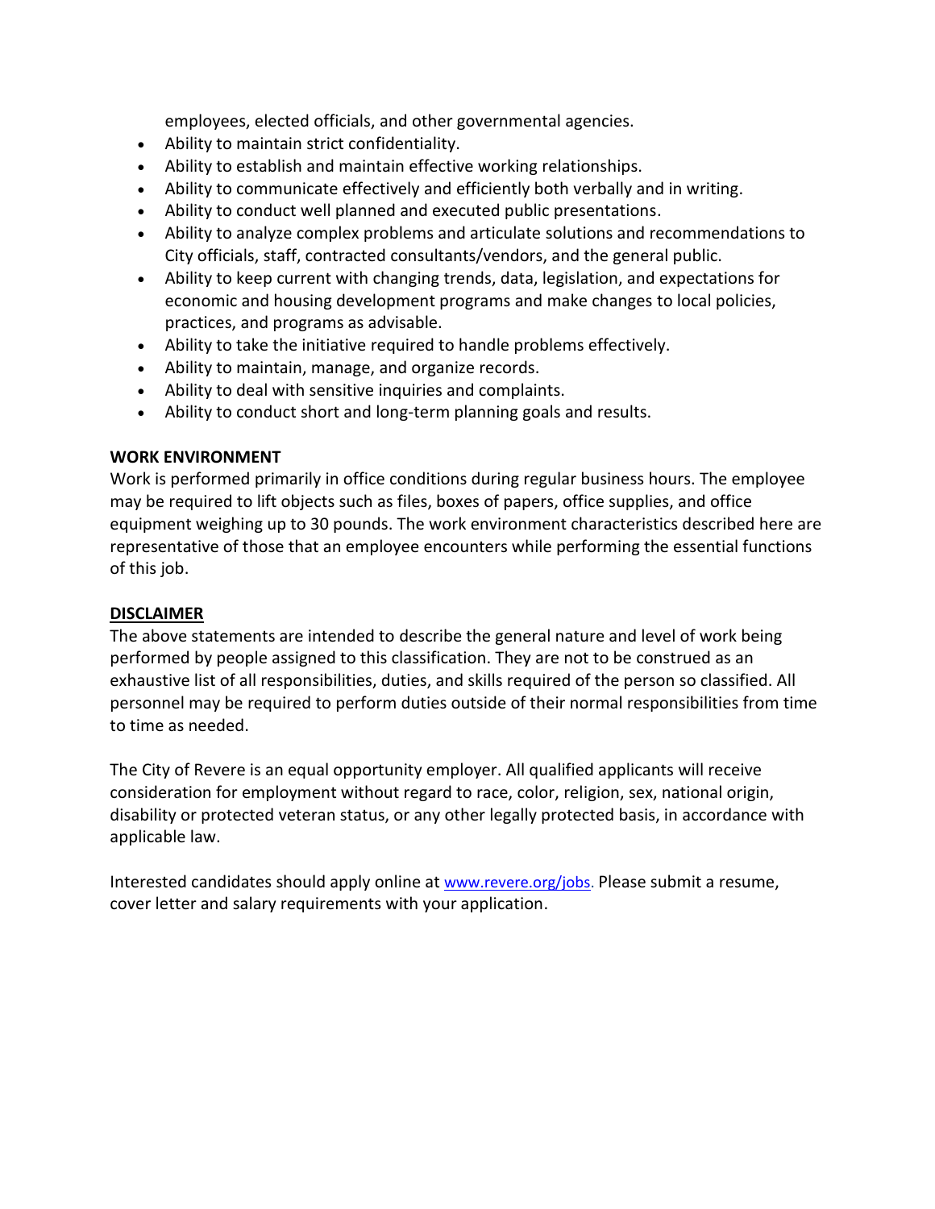employees, elected officials, and other governmental agencies.

- Ability to maintain strict confidentiality.
- Ability to establish and maintain effective working relationships.
- Ability to communicate effectively and efficiently both verbally and in writing.
- Ability to conduct well planned and executed public presentations.
- Ability to analyze complex problems and articulate solutions and recommendations to City officials, staff, contracted consultants/vendors, and the general public.
- Ability to keep current with changing trends, data, legislation, and expectations for economic and housing development programs and make changes to local policies, practices, and programs as advisable.
- Ability to take the initiative required to handle problems effectively.
- Ability to maintain, manage, and organize records.
- Ability to deal with sensitive inquiries and complaints.
- Ability to conduct short and long-term planning goals and results.

**WORK ENVIRONMENT**

Work is performed primarily in office conditions during regular business hours. The employee may be required to lift objects such as files, boxes of papers, office supplies, and office equipment weighing up to 30 pounds. The work environment characteristics described here are representative of those that an employee encounters while performing the essential functions of this job.

**DISCLAIMER**

The above statements are intended to describe the general nature and level of work being performed by people assigned to this classification. They are not to be construed as an exhaustive list of all responsibilities, duties, and skills required of the person so classified. All personnel may be required to perform duties outside of their normal responsibilities from time to time as needed.

The City of Revere is an equal opportunity employer. All qualified applicants will receive consideration for employment without regard to race, color, religion, sex, national origin, disability or protected veteran status, or any other legally protected basis, in accordance with applicable law.

Interested candidates should apply online at www.revere.org/jobs. Please submit a resume, cover letter and salary requirements with your application.